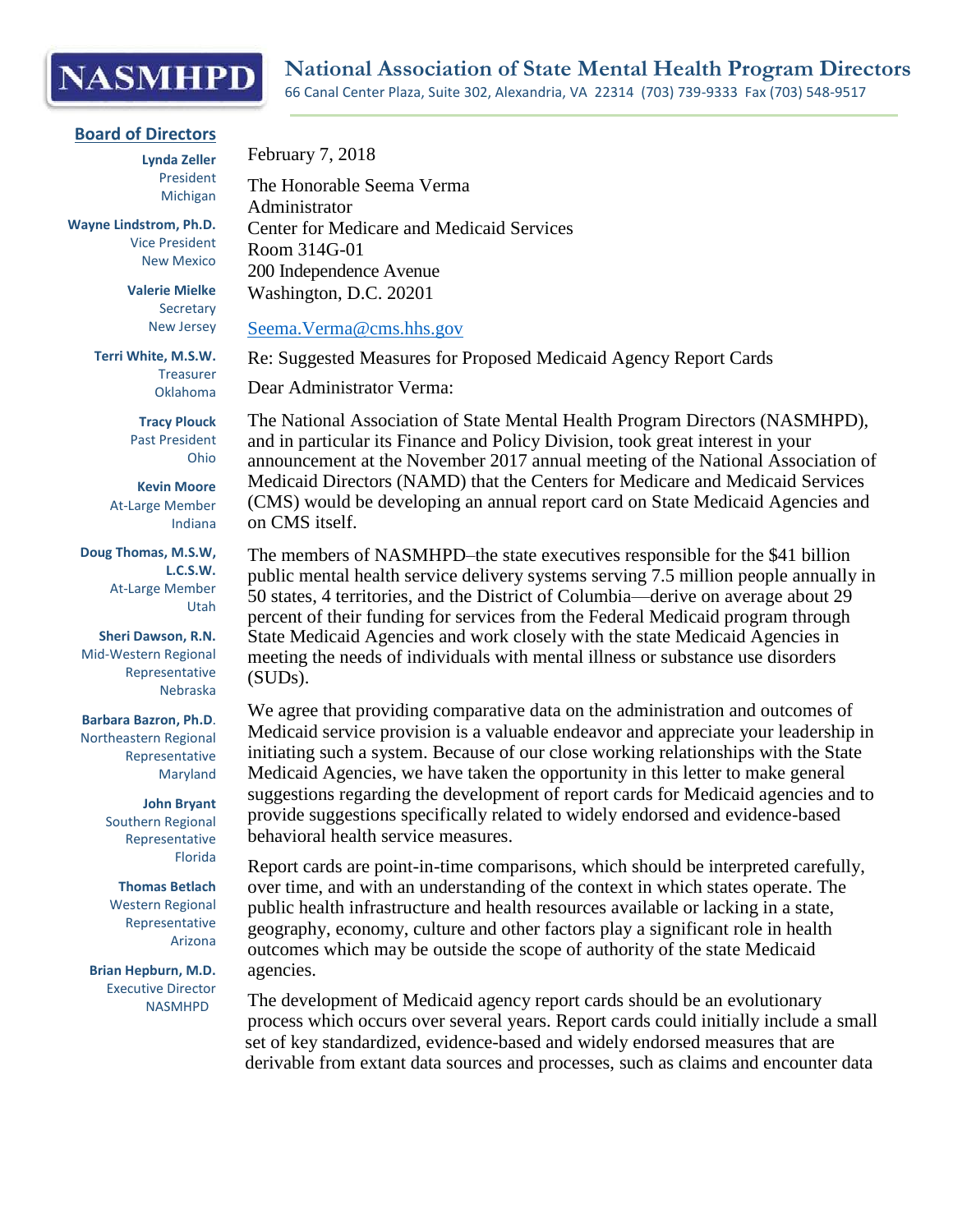# National Association of State Mental Health Program Directors

66 Canal Center Plaza, Suite 302, Alexandria, VA 22314 (703) 739-9333 Fax (703) 548-9517

**Board of Directors**

**Lynda Zeller**
President
Michigan

**Wayne Lindstrom, Ph.D.**
Vice President
New Mexico

**Valerie Mielke**
Secretary
New Jersey

**Terri White, M.S.W.**
Treasurer
Oklahoma

**Tracy Plouck**
Past President
Ohio

**Kevin Moore**
At-Large Member
Indiana

**Doug Thomas, M.S.W, L.C.S.W.**
At-Large Member
Utah

**Sheri Dawson, R.N.**
Mid-Western Regional Representative
Nebraska

**Barbara Bazron, Ph.D.**
Northeastern Regional Representative
Maryland

**John Bryant**
Southern Regional Representative
Florida

**Thomas Betlach**
Western Regional Representative
Arizona

**Brian Hepburn, M.D.**
Executive Director
NASMHPD

February 7, 2018

The Honorable Seema Verma
Administrator
Center for Medicare and Medicaid Services
Room 314G-01
200 Independence Avenue
Washington, D.C. 20201

Seema.Verma@cms.hhs.gov

Re: Suggested Measures for Proposed Medicaid Agency Report Cards

Dear Administrator Verma:

The National Association of State Mental Health Program Directors (NASMHPD), and in particular its Finance and Policy Division, took great interest in your announcement at the November 2017 annual meeting of the National Association of Medicaid Directors (NAMD) that the Centers for Medicare and Medicaid Services (CMS) would be developing an annual report card on State Medicaid Agencies and on CMS itself.

The members of NASMHPD–the state executives responsible for the $41 billion public mental health service delivery systems serving 7.5 million people annually in 50 states, 4 territories, and the District of Columbia—derive on average about 29 percent of their funding for services from the Federal Medicaid program through State Medicaid Agencies and work closely with the state Medicaid Agencies in meeting the needs of individuals with mental illness or substance use disorders (SUDs).

We agree that providing comparative data on the administration and outcomes of Medicaid service provision is a valuable endeavor and appreciate your leadership in initiating such a system. Because of our close working relationships with the State Medicaid Agencies, we have taken the opportunity in this letter to make general suggestions regarding the development of report cards for Medicaid agencies and to provide suggestions specifically related to widely endorsed and evidence-based behavioral health service measures.

Report cards are point-in-time comparisons, which should be interpreted carefully, over time, and with an understanding of the context in which states operate. The public health infrastructure and health resources available or lacking in a state, geography, economy, culture and other factors play a significant role in health outcomes which may be outside the scope of authority of the state Medicaid agencies.

The development of Medicaid agency report cards should be an evolutionary process which occurs over several years. Report cards could initially include a small set of key standardized, evidence-based and widely endorsed measures that are derivable from extant data sources and processes, such as claims and encounter data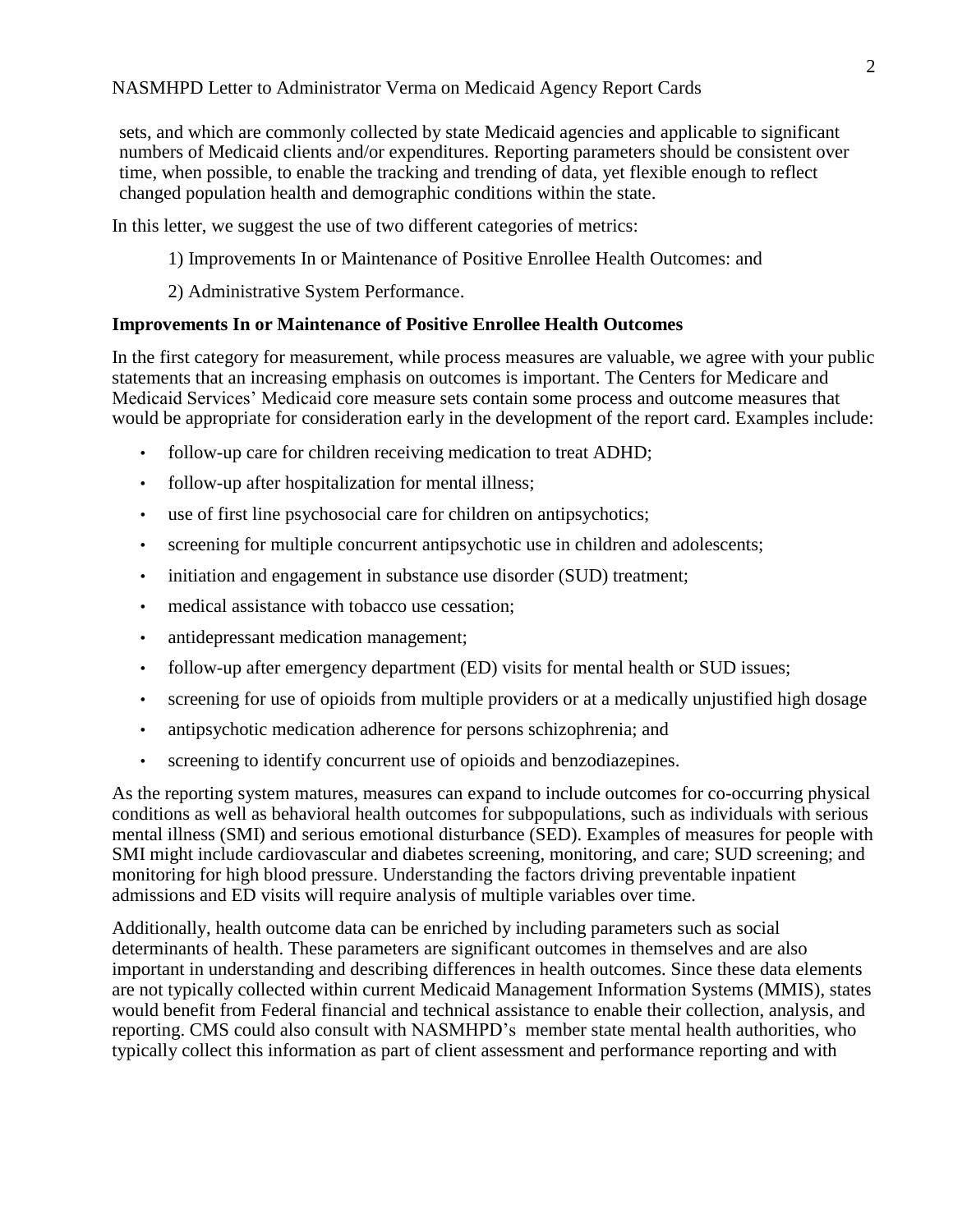sets, and which are commonly collected by state Medicaid agencies and applicable to significant numbers of Medicaid clients and/or expenditures. Reporting parameters should be consistent over time, when possible, to enable the tracking and trending of data, yet flexible enough to reflect changed population health and demographic conditions within the state.

In this letter, we suggest the use of two different categories of metrics:

1) Improvements In or Maintenance of Positive Enrollee Health Outcomes: and

2) Administrative System Performance.

**Improvements In or Maintenance of Positive Enrollee Health Outcomes**

In the first category for measurement, while process measures are valuable, we agree with your public statements that an increasing emphasis on outcomes is important. The Centers for Medicare and Medicaid Services' Medicaid core measure sets contain some process and outcome measures that would be appropriate for consideration early in the development of the report card. Examples include:

- follow-up care for children receiving medication to treat ADHD;
- follow-up after hospitalization for mental illness;
- use of first line psychosocial care for children on antipsychotics;
- screening for multiple concurrent antipsychotic use in children and adolescents;
- initiation and engagement in substance use disorder (SUD) treatment;
- medical assistance with tobacco use cessation;
- antidepressant medication management;
- follow-up after emergency department (ED) visits for mental health or SUD issues;
- screening for use of opioids from multiple providers or at a medically unjustified high dosage
- antipsychotic medication adherence for persons schizophrenia; and
- screening to identify concurrent use of opioids and benzodiazepines.

As the reporting system matures, measures can expand to include outcomes for co-occurring physical conditions as well as behavioral health outcomes for subpopulations, such as individuals with serious mental illness (SMI) and serious emotional disturbance (SED). Examples of measures for people with SMI might include cardiovascular and diabetes screening, monitoring, and care; SUD screening; and monitoring for high blood pressure. Understanding the factors driving preventable inpatient admissions and ED visits will require analysis of multiple variables over time.

Additionally, health outcome data can be enriched by including parameters such as social determinants of health. These parameters are significant outcomes in themselves and are also important in understanding and describing differences in health outcomes. Since these data elements are not typically collected within current Medicaid Management Information Systems (MMIS), states would benefit from Federal financial and technical assistance to enable their collection, analysis, and reporting. CMS could also consult with NASMHPD's member state mental health authorities, who typically collect this information as part of client assessment and performance reporting and with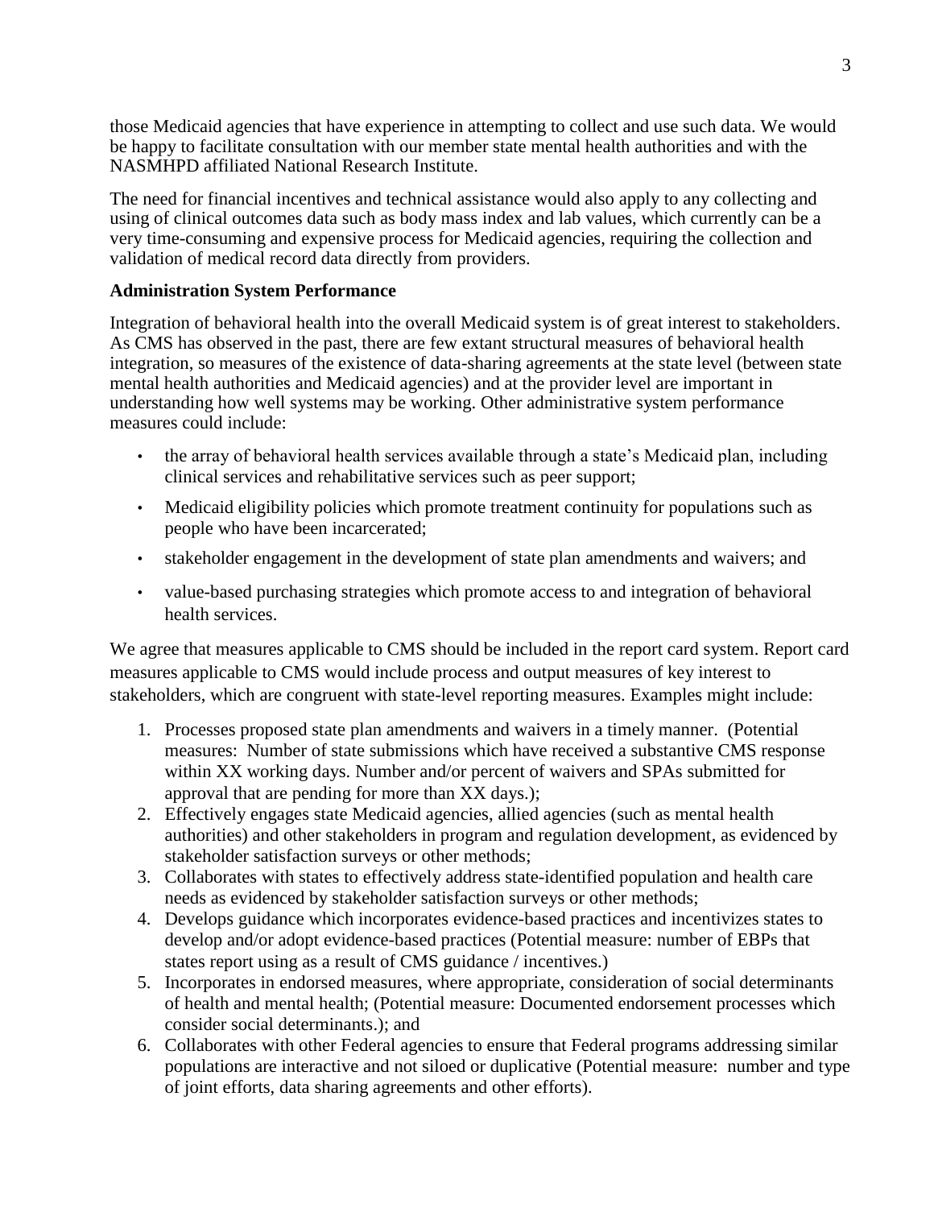those Medicaid agencies that have experience in attempting to collect and use such data. We would be happy to facilitate consultation with our member state mental health authorities and with the NASMHPD affiliated National Research Institute.

The need for financial incentives and technical assistance would also apply to any collecting and using of clinical outcomes data such as body mass index and lab values, which currently can be a very time-consuming and expensive process for Medicaid agencies, requiring the collection and validation of medical record data directly from providers.

**Administration System Performance**

Integration of behavioral health into the overall Medicaid system is of great interest to stakeholders. As CMS has observed in the past, there are few extant structural measures of behavioral health integration, so measures of the existence of data-sharing agreements at the state level (between state mental health authorities and Medicaid agencies) and at the provider level are important in understanding how well systems may be working. Other administrative system performance measures could include:

- the array of behavioral health services available through a state's Medicaid plan, including clinical services and rehabilitative services such as peer support;
- Medicaid eligibility policies which promote treatment continuity for populations such as people who have been incarcerated;
- stakeholder engagement in the development of state plan amendments and waivers; and
- value-based purchasing strategies which promote access to and integration of behavioral health services.

We agree that measures applicable to CMS should be included in the report card system. Report card measures applicable to CMS would include process and output measures of key interest to stakeholders, which are congruent with state-level reporting measures. Examples might include:

1. Processes proposed state plan amendments and waivers in a timely manner. (Potential measures: Number of state submissions which have received a substantive CMS response within XX working days. Number and/or percent of waivers and SPAs submitted for approval that are pending for more than XX days.);
2. Effectively engages state Medicaid agencies, allied agencies (such as mental health authorities) and other stakeholders in program and regulation development, as evidenced by stakeholder satisfaction surveys or other methods;
3. Collaborates with states to effectively address state-identified population and health care needs as evidenced by stakeholder satisfaction surveys or other methods;
4. Develops guidance which incorporates evidence-based practices and incentivizes states to develop and/or adopt evidence-based practices (Potential measure: number of EBPs that states report using as a result of CMS guidance / incentives.)
5. Incorporates in endorsed measures, where appropriate, consideration of social determinants of health and mental health; (Potential measure: Documented endorsement processes which consider social determinants.); and
6. Collaborates with other Federal agencies to ensure that Federal programs addressing similar populations are interactive and not siloed or duplicative (Potential measure: number and type of joint efforts, data sharing agreements and other efforts).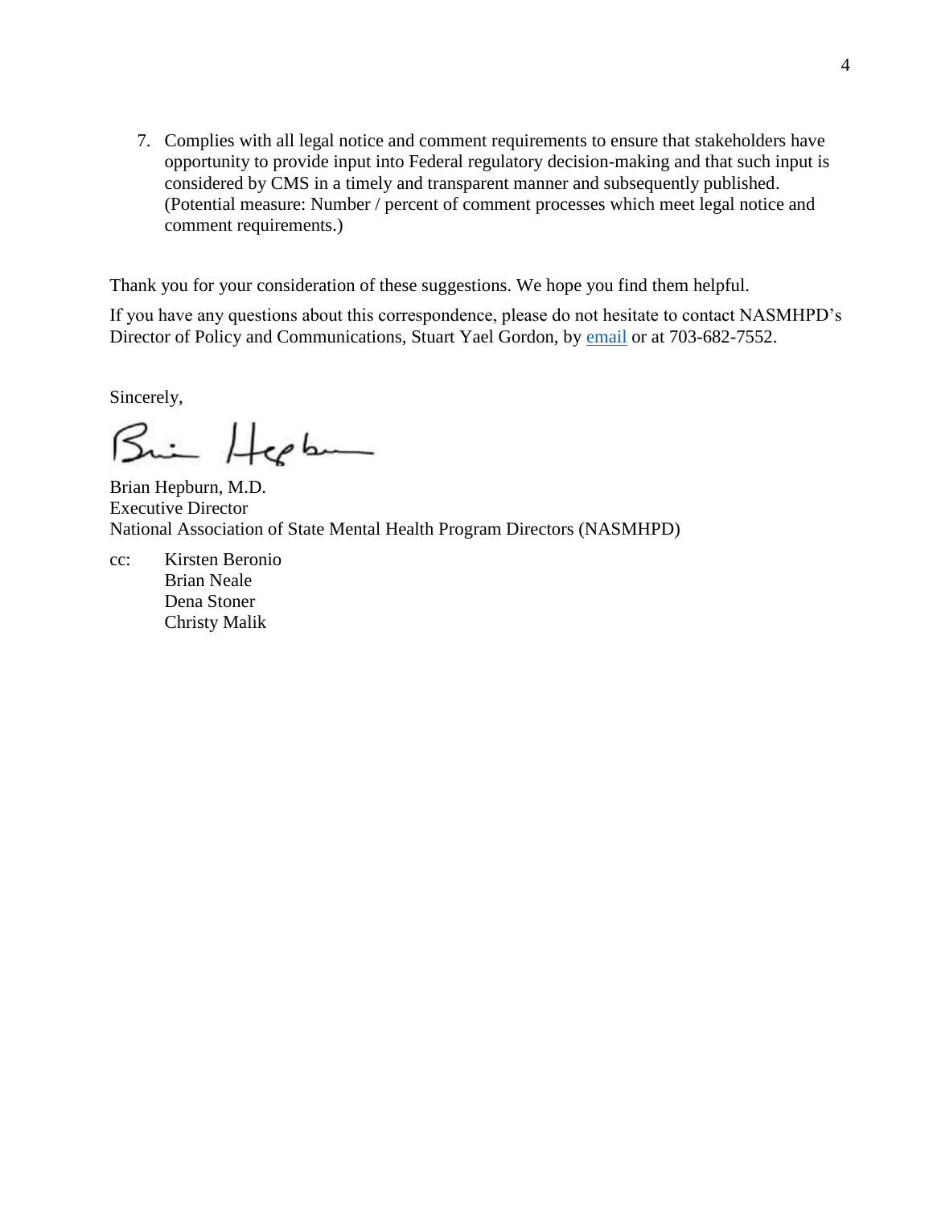7. Complies with all legal notice and comment requirements to ensure that stakeholders have opportunity to provide input into Federal regulatory decision-making and that such input is considered by CMS in a timely and transparent manner and subsequently published. (Potential measure: Number / percent of comment processes which meet legal notice and comment requirements.)

Thank you for your consideration of these suggestions. We hope you find them helpful.

If you have any questions about this correspondence, please do not hesitate to contact NASMHPD's Director of Policy and Communications, Stuart Yael Gordon, by email or at 703-682-7552.

Sincerely,

Brian Hepburn, M.D.
Executive Director
National Association of State Mental Health Program Directors (NASMHPD)

cc: Kirsten Beronio
Brian Neale
Dena Stoner
Christy Malik